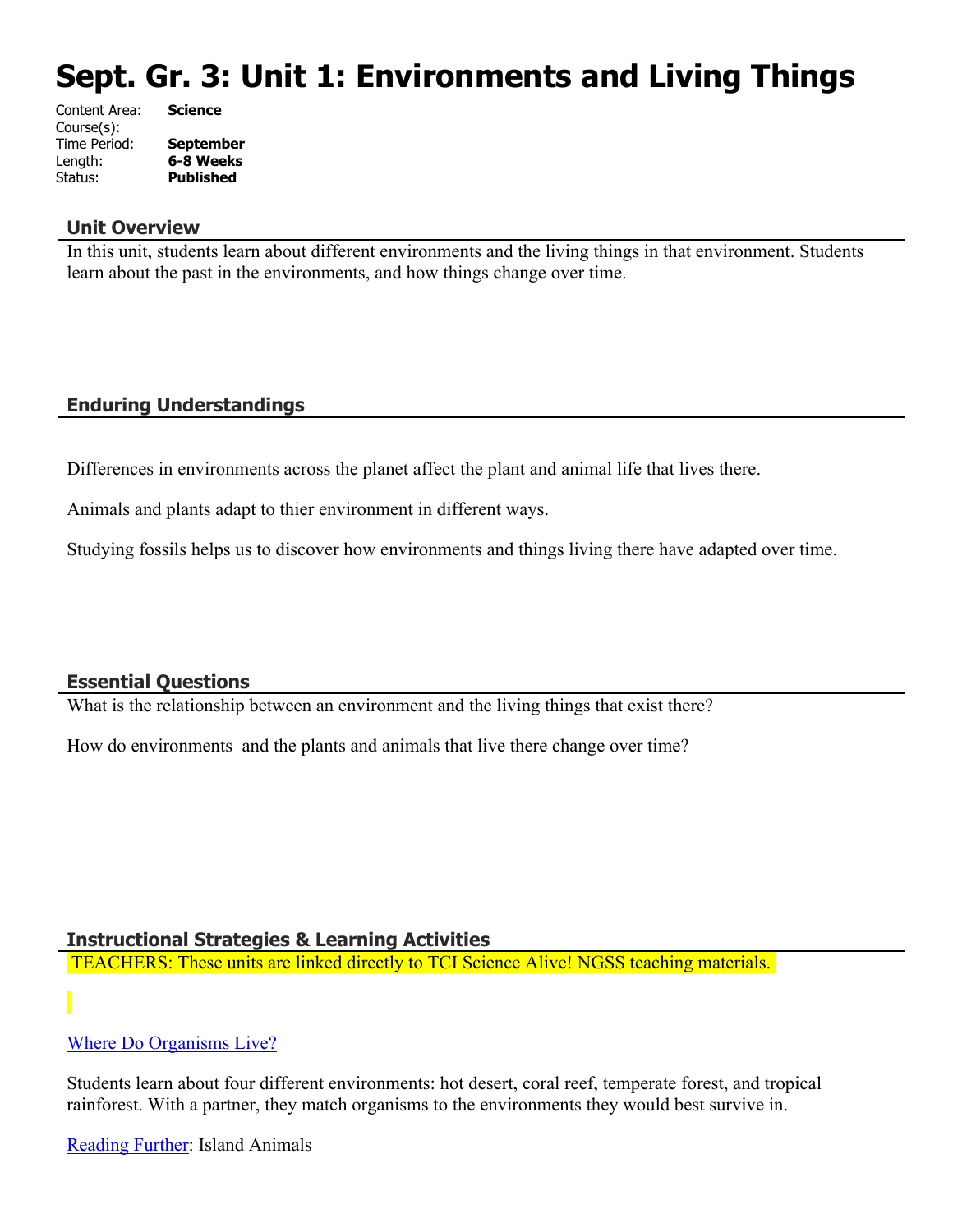# Sept. Gr. 3: Unit 1: Environments and Living Things

| | |
|---|---|
| Content Area: | **Science** |
| Course(s): | |
| Time Period: | **September** |
| Length: | **6-8 Weeks** |
| Status: | **Published** |

## Unit Overview

In this unit, students learn about different environments and the living things in that environment. Students learn about the past in the environments, and how things change over time.

## Enduring Understandings

Differences in environments across the planet affect the plant and animal life that lives there.

Animals and plants adapt to thier environment in different ways.

Studying fossils helps us to discover how environments and things living there have adapted over time.

## Essential Questions

What is the relationship between an environment and the living things that exist there?

How do environments  and the plants and animals that live there change over time?

## Instructional Strategies & Learning Activities

TEACHERS: These units are linked directly to TCI Science Alive! NGSS teaching materials.

Where Do Organisms Live?

Students learn about four different environments: hot desert, coral reef, temperate forest, and tropical rainforest. With a partner, they match organisms to the environments they would best survive in.

Reading Further: Island Animals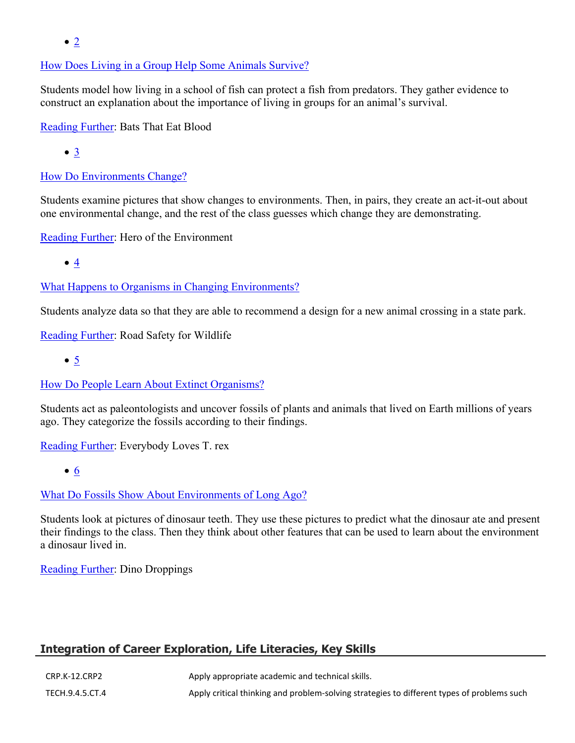- 2

How Does Living in a Group Help Some Animals Survive?

Students model how living in a school of fish can protect a fish from predators. They gather evidence to construct an explanation about the importance of living in groups for an animal's survival.

Reading Further: Bats That Eat Blood

- 3

How Do Environments Change?

Students examine pictures that show changes to environments. Then, in pairs, they create an act-it-out about one environmental change, and the rest of the class guesses which change they are demonstrating.

Reading Further: Hero of the Environment

- 4

What Happens to Organisms in Changing Environments?

Students analyze data so that they are able to recommend a design for a new animal crossing in a state park.

Reading Further: Road Safety for Wildlife

- 5

How Do People Learn About Extinct Organisms?

Students act as paleontologists and uncover fossils of plants and animals that lived on Earth millions of years ago. They categorize the fossils according to their findings.

Reading Further: Everybody Loves T. rex

- 6

What Do Fossils Show About Environments of Long Ago?

Students look at pictures of dinosaur teeth. They use these pictures to predict what the dinosaur ate and present their findings to the class. Then they think about other features that can be used to learn about the environment a dinosaur lived in.

Reading Further: Dino Droppings

## Integration of Career Exploration, Life Literacies, Key Skills

| | |
|---|---|
| CRP.K-12.CRP2 | Apply appropriate academic and technical skills. |
| TECH.9.4.5.CT.4 | Apply critical thinking and problem-solving strategies to different types of problems such |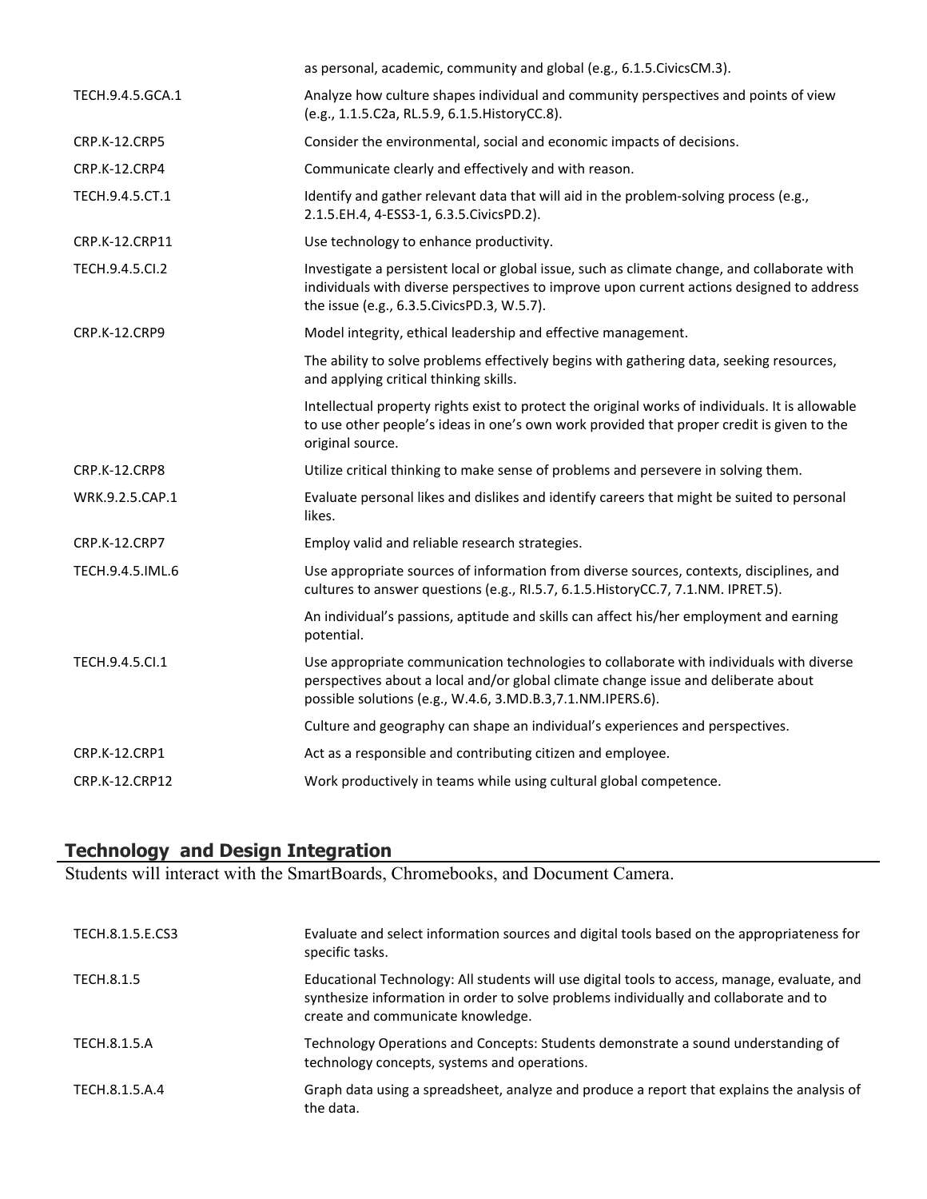| | |
|---|---|
| | as personal, academic, community and global (e.g., 6.1.5.CivicsCM.3). |
| TECH.9.4.5.GCA.1 | Analyze how culture shapes individual and community perspectives and points of view (e.g., 1.1.5.C2a, RL.5.9, 6.1.5.HistoryCC.8). |
| CRP.K-12.CRP5 | Consider the environmental, social and economic impacts of decisions. |
| CRP.K-12.CRP4 | Communicate clearly and effectively and with reason. |
| TECH.9.4.5.CT.1 | Identify and gather relevant data that will aid in the problem-solving process (e.g., 2.1.5.EH.4, 4-ESS3-1, 6.3.5.CivicsPD.2). |
| CRP.K-12.CRP11 | Use technology to enhance productivity. |
| TECH.9.4.5.CI.2 | Investigate a persistent local or global issue, such as climate change, and collaborate with individuals with diverse perspectives to improve upon current actions designed to address the issue (e.g., 6.3.5.CivicsPD.3, W.5.7). |
| CRP.K-12.CRP9 | Model integrity, ethical leadership and effective management. |
| | The ability to solve problems effectively begins with gathering data, seeking resources, and applying critical thinking skills. |
| | Intellectual property rights exist to protect the original works of individuals. It is allowable to use other people's ideas in one's own work provided that proper credit is given to the original source. |
| CRP.K-12.CRP8 | Utilize critical thinking to make sense of problems and persevere in solving them. |
| WRK.9.2.5.CAP.1 | Evaluate personal likes and dislikes and identify careers that might be suited to personal likes. |
| CRP.K-12.CRP7 | Employ valid and reliable research strategies. |
| TECH.9.4.5.IML.6 | Use appropriate sources of information from diverse sources, contexts, disciplines, and cultures to answer questions (e.g., RI.5.7, 6.1.5.HistoryCC.7, 7.1.NM. IPRET.5). |
| | An individual's passions, aptitude and skills can affect his/her employment and earning potential. |
| TECH.9.4.5.CI.1 | Use appropriate communication technologies to collaborate with individuals with diverse perspectives about a local and/or global climate change issue and deliberate about possible solutions (e.g., W.4.6, 3.MD.B.3,7.1.NM.IPERS.6). |
| | Culture and geography can shape an individual's experiences and perspectives. |
| CRP.K-12.CRP1 | Act as a responsible and contributing citizen and employee. |
| CRP.K-12.CRP12 | Work productively in teams while using cultural global competence. |

## Technology and Design Integration

Students will interact with the SmartBoards, Chromebooks, and Document Camera.

| | |
|---|---|
| TECH.8.1.5.E.CS3 | Evaluate and select information sources and digital tools based on the appropriateness for specific tasks. |
| TECH.8.1.5 | Educational Technology: All students will use digital tools to access, manage, evaluate, and synthesize information in order to solve problems individually and collaborate and to create and communicate knowledge. |
| TECH.8.1.5.A | Technology Operations and Concepts: Students demonstrate a sound understanding of technology concepts, systems and operations. |
| TECH.8.1.5.A.4 | Graph data using a spreadsheet, analyze and produce a report that explains the analysis of the data. |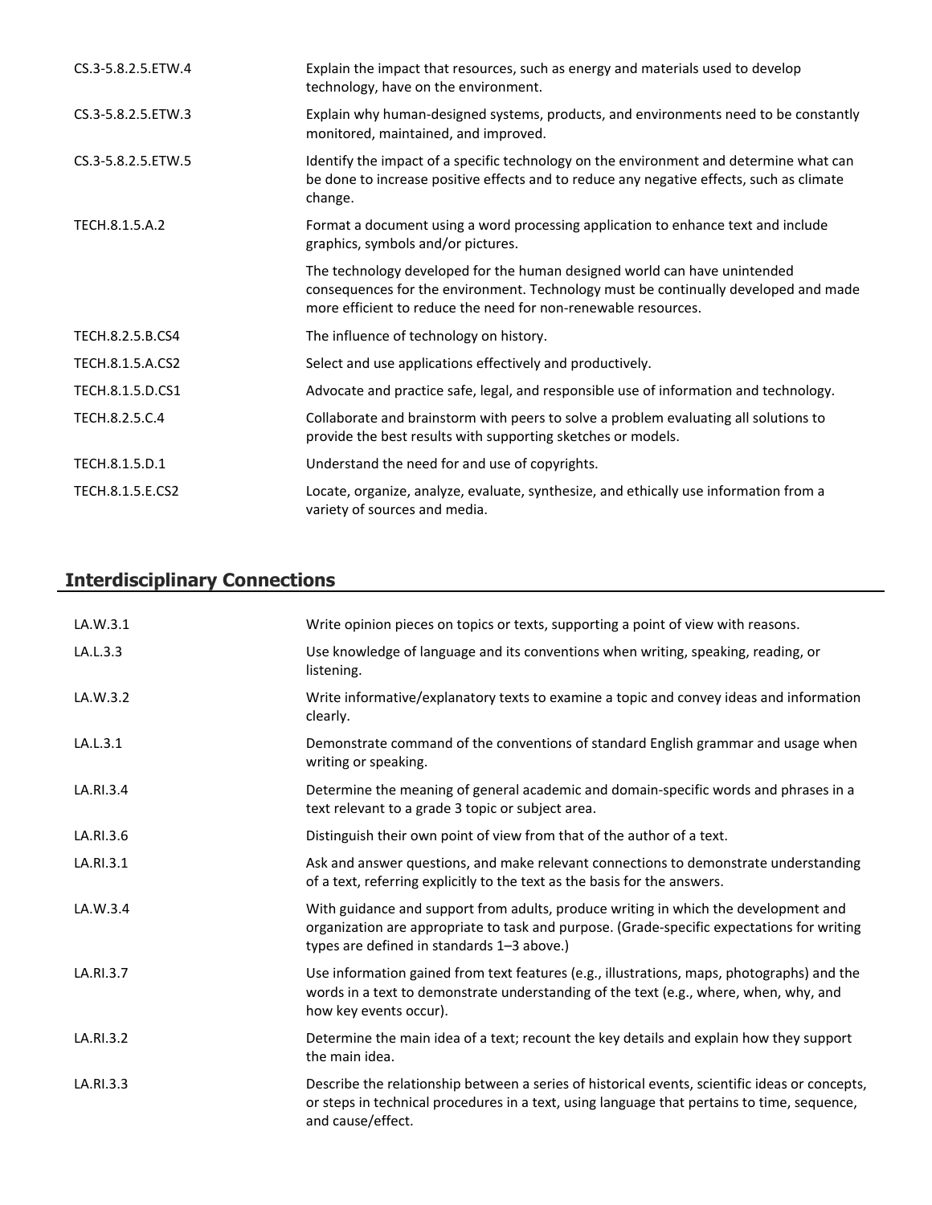| | |
|---|---|
| CS.3-5.8.2.5.ETW.4 | Explain the impact that resources, such as energy and materials used to develop technology, have on the environment. |
| CS.3-5.8.2.5.ETW.3 | Explain why human-designed systems, products, and environments need to be constantly monitored, maintained, and improved. |
| CS.3-5.8.2.5.ETW.5 | Identify the impact of a specific technology on the environment and determine what can be done to increase positive effects and to reduce any negative effects, such as climate change. |
| TECH.8.1.5.A.2 | Format a document using a word processing application to enhance text and include graphics, symbols and/or pictures. |
| | The technology developed for the human designed world can have unintended consequences for the environment. Technology must be continually developed and made more efficient to reduce the need for non-renewable resources. |
| TECH.8.2.5.B.CS4 | The influence of technology on history. |
| TECH.8.1.5.A.CS2 | Select and use applications effectively and productively. |
| TECH.8.1.5.D.CS1 | Advocate and practice safe, legal, and responsible use of information and technology. |
| TECH.8.2.5.C.4 | Collaborate and brainstorm with peers to solve a problem evaluating all solutions to provide the best results with supporting sketches or models. |
| TECH.8.1.5.D.1 | Understand the need for and use of copyrights. |
| TECH.8.1.5.E.CS2 | Locate, organize, analyze, evaluate, synthesize, and ethically use information from a variety of sources and media. |

## Interdisciplinary Connections

| | |
|---|---|
| LA.W.3.1 | Write opinion pieces on topics or texts, supporting a point of view with reasons. |
| LA.L.3.3 | Use knowledge of language and its conventions when writing, speaking, reading, or listening. |
| LA.W.3.2 | Write informative/explanatory texts to examine a topic and convey ideas and information clearly. |
| LA.L.3.1 | Demonstrate command of the conventions of standard English grammar and usage when writing or speaking. |
| LA.RI.3.4 | Determine the meaning of general academic and domain-specific words and phrases in a text relevant to a grade 3 topic or subject area. |
| LA.RI.3.6 | Distinguish their own point of view from that of the author of a text. |
| LA.RI.3.1 | Ask and answer questions, and make relevant connections to demonstrate understanding of a text, referring explicitly to the text as the basis for the answers. |
| LA.W.3.4 | With guidance and support from adults, produce writing in which the development and organization are appropriate to task and purpose. (Grade-specific expectations for writing types are defined in standards 1–3 above.) |
| LA.RI.3.7 | Use information gained from text features (e.g., illustrations, maps, photographs) and the words in a text to demonstrate understanding of the text (e.g., where, when, why, and how key events occur). |
| LA.RI.3.2 | Determine the main idea of a text; recount the key details and explain how they support the main idea. |
| LA.RI.3.3 | Describe the relationship between a series of historical events, scientific ideas or concepts, or steps in technical procedures in a text, using language that pertains to time, sequence, and cause/effect. |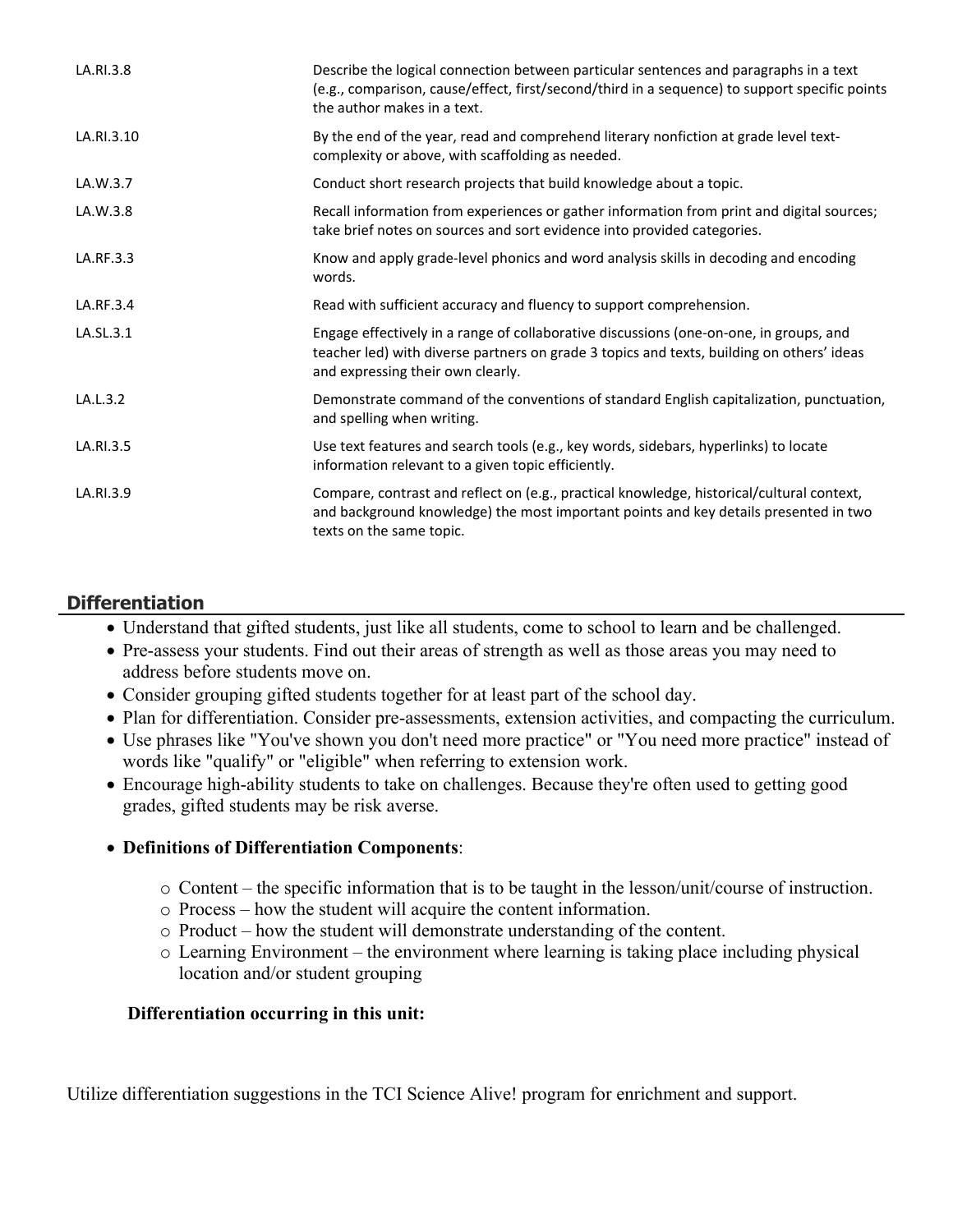| | |
|---|---|
| LA.RI.3.8 | Describe the logical connection between particular sentences and paragraphs in a text (e.g., comparison, cause/effect, first/second/third in a sequence) to support specific points the author makes in a text. |
| LA.RI.3.10 | By the end of the year, read and comprehend literary nonfiction at grade level text-complexity or above, with scaffolding as needed. |
| LA.W.3.7 | Conduct short research projects that build knowledge about a topic. |
| LA.W.3.8 | Recall information from experiences or gather information from print and digital sources; take brief notes on sources and sort evidence into provided categories. |
| LA.RF.3.3 | Know and apply grade-level phonics and word analysis skills in decoding and encoding words. |
| LA.RF.3.4 | Read with sufficient accuracy and fluency to support comprehension. |
| LA.SL.3.1 | Engage effectively in a range of collaborative discussions (one-on-one, in groups, and teacher led) with diverse partners on grade 3 topics and texts, building on others' ideas and expressing their own clearly. |
| LA.L.3.2 | Demonstrate command of the conventions of standard English capitalization, punctuation, and spelling when writing. |
| LA.RI.3.5 | Use text features and search tools (e.g., key words, sidebars, hyperlinks) to locate information relevant to a given topic efficiently. |
| LA.RI.3.9 | Compare, contrast and reflect on (e.g., practical knowledge, historical/cultural context, and background knowledge) the most important points and key details presented in two texts on the same topic. |

## Differentiation

- Understand that gifted students, just like all students, come to school to learn and be challenged.
- Pre-assess your students. Find out their areas of strength as well as those areas you may need to address before students move on.
- Consider grouping gifted students together for at least part of the school day.
- Plan for differentiation. Consider pre-assessments, extension activities, and compacting the curriculum.
- Use phrases like "You've shown you don't need more practice" or "You need more practice" instead of words like "qualify" or "eligible" when referring to extension work.
- Encourage high-ability students to take on challenges. Because they're often used to getting good grades, gifted students may be risk averse.
- **Definitions of Differentiation Components**:
  - Content – the specific information that is to be taught in the lesson/unit/course of instruction.
  - Process – how the student will acquire the content information.
  - Product – how the student will demonstrate understanding of the content.
  - Learning Environment – the environment where learning is taking place including physical location and/or student grouping

**Differentiation occurring in this unit:**

Utilize differentiation suggestions in the TCI Science Alive! program for enrichment and support.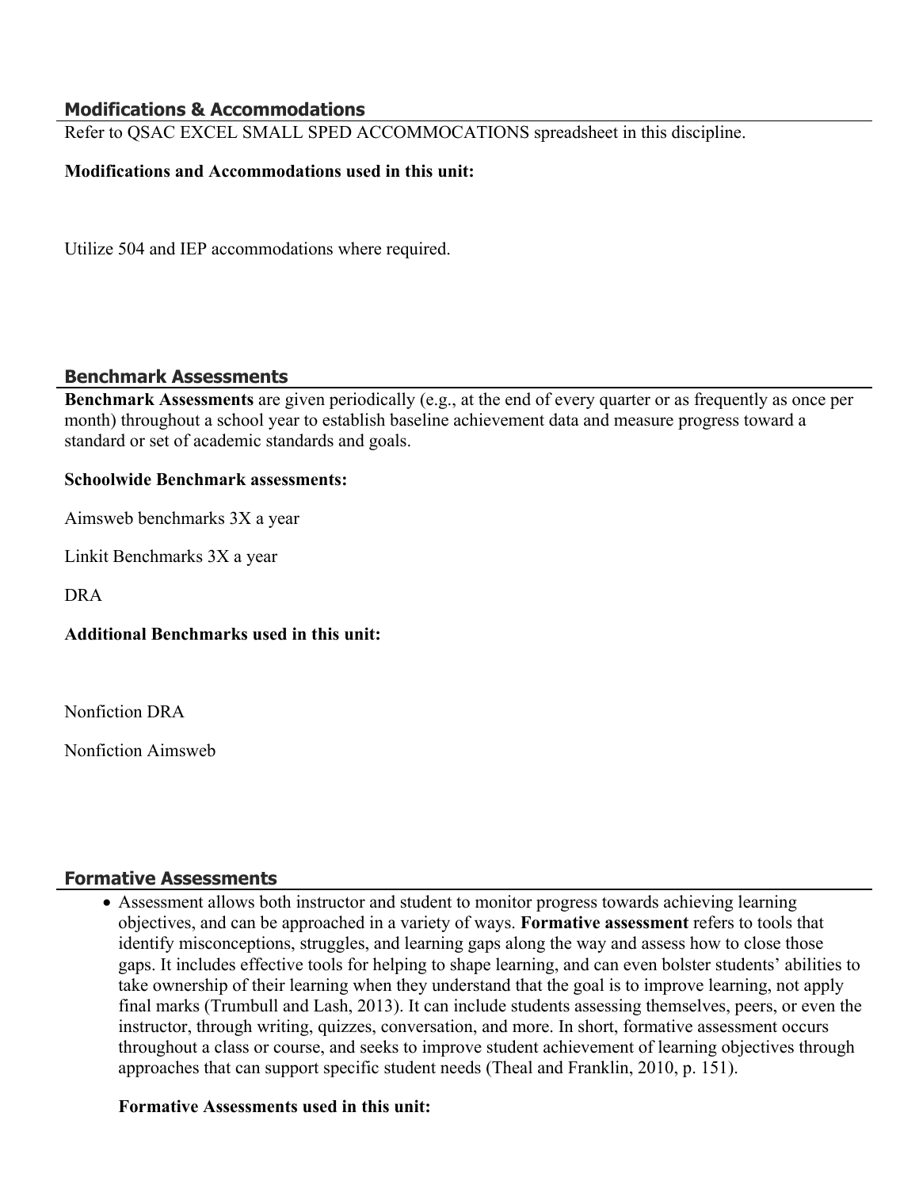## Modifications & Accommodations

Refer to QSAC EXCEL SMALL SPED ACCOMMOCATIONS spreadsheet in this discipline.

**Modifications and Accommodations used in this unit:**

Utilize 504 and IEP accommodations where required.

## Benchmark Assessments

**Benchmark Assessments** are given periodically (e.g., at the end of every quarter or as frequently as once per month) throughout a school year to establish baseline achievement data and measure progress toward a standard or set of academic standards and goals.

**Schoolwide Benchmark assessments:**

Aimsweb benchmarks 3X a year

Linkit Benchmarks 3X a year

DRA

**Additional Benchmarks used in this unit:**

Nonfiction DRA

Nonfiction Aimsweb

## Formative Assessments

- Assessment allows both instructor and student to monitor progress towards achieving learning objectives, and can be approached in a variety of ways. **Formative assessment** refers to tools that identify misconceptions, struggles, and learning gaps along the way and assess how to close those gaps. It includes effective tools for helping to shape learning, and can even bolster students' abilities to take ownership of their learning when they understand that the goal is to improve learning, not apply final marks (Trumbull and Lash, 2013). It can include students assessing themselves, peers, or even the instructor, through writing, quizzes, conversation, and more. In short, formative assessment occurs throughout a class or course, and seeks to improve student achievement of learning objectives through approaches that can support specific student needs (Theal and Franklin, 2010, p. 151).

  **Formative Assessments used in this unit:**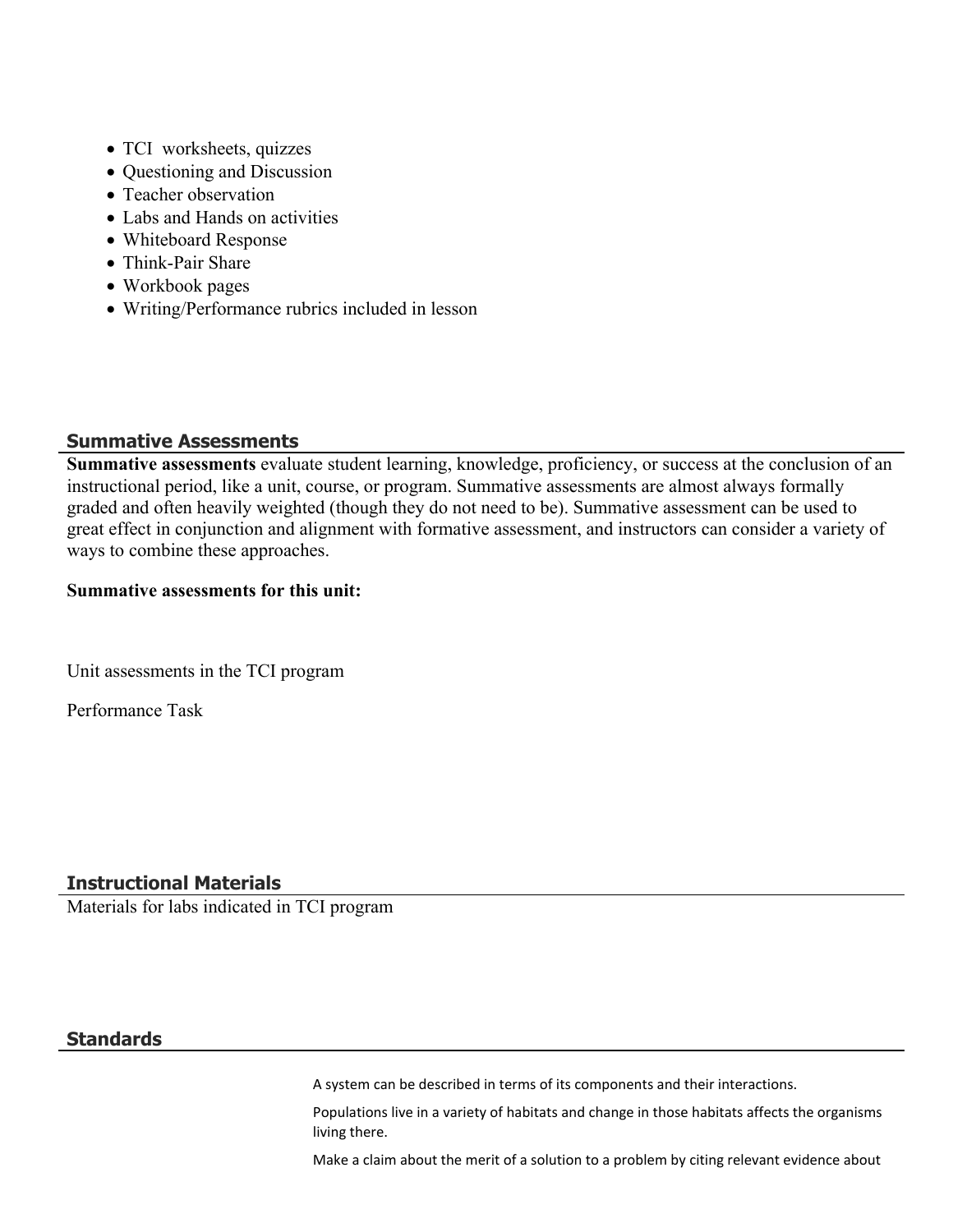- TCI worksheets, quizzes
- Questioning and Discussion
- Teacher observation
- Labs and Hands on activities
- Whiteboard Response
- Think-Pair Share
- Workbook pages
- Writing/Performance rubrics included in lesson

## Summative Assessments

**Summative assessments** evaluate student learning, knowledge, proficiency, or success at the conclusion of an instructional period, like a unit, course, or program. Summative assessments are almost always formally graded and often heavily weighted (though they do not need to be). Summative assessment can be used to great effect in conjunction and alignment with formative assessment, and instructors can consider a variety of ways to combine these approaches.

**Summative assessments for this unit:**

Unit assessments in the TCI program

Performance Task

## Instructional Materials

Materials for labs indicated in TCI program

## Standards

A system can be described in terms of its components and their interactions.

Populations live in a variety of habitats and change in those habitats affects the organisms living there.

Make a claim about the merit of a solution to a problem by citing relevant evidence about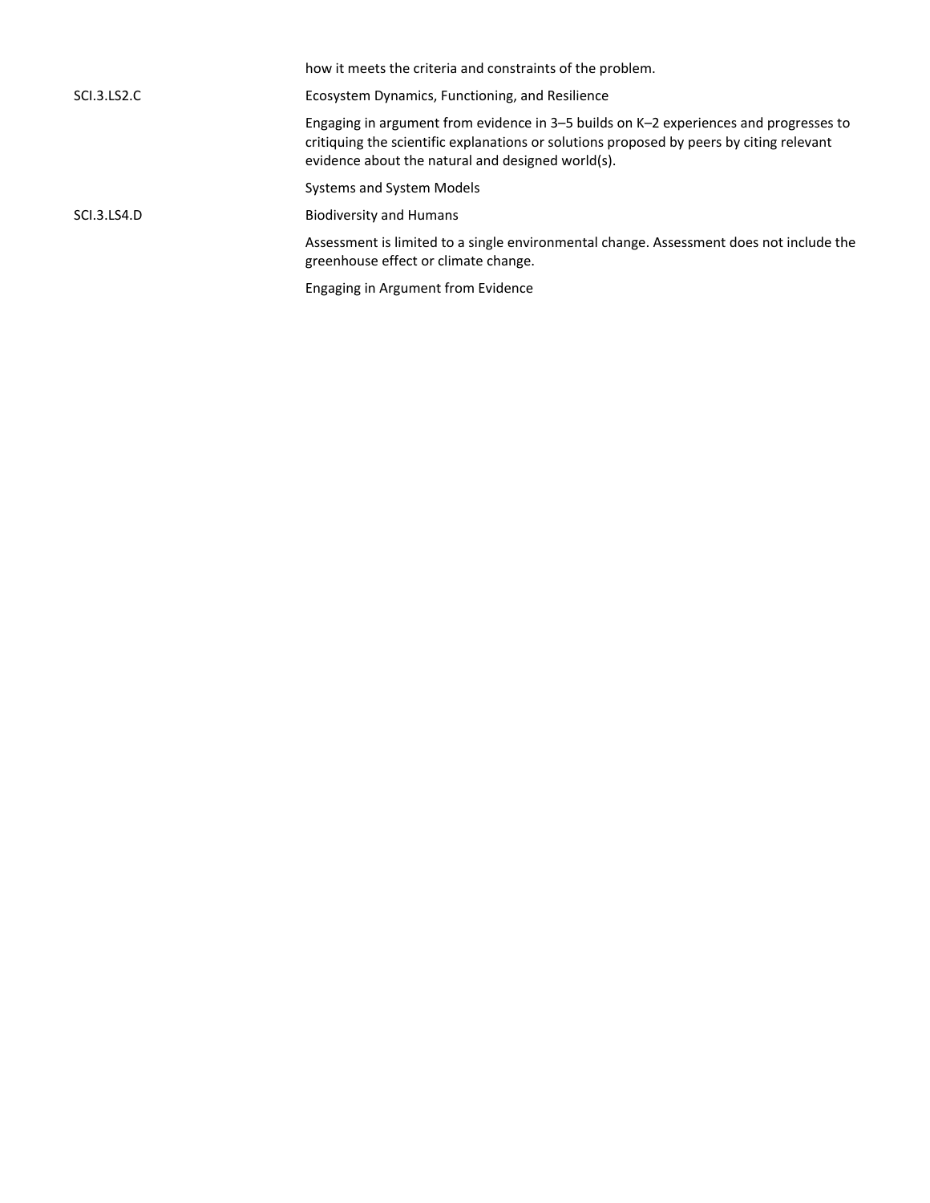| | |
|---|---|
| | how it meets the criteria and constraints of the problem. |
| SCI.3.LS2.C | Ecosystem Dynamics, Functioning, and Resilience |
| | Engaging in argument from evidence in 3–5 builds on K–2 experiences and progresses to critiquing the scientific explanations or solutions proposed by peers by citing relevant evidence about the natural and designed world(s). |
| | Systems and System Models |
| SCI.3.LS4.D | Biodiversity and Humans |
| | Assessment is limited to a single environmental change. Assessment does not include the greenhouse effect or climate change. |
| | Engaging in Argument from Evidence |